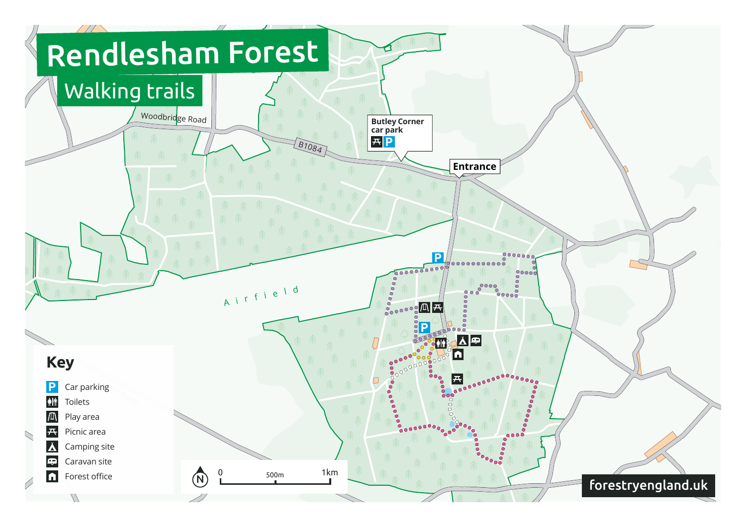# Rendlesham Forest

## Walking trails

Woodbridge Road

B1084

Butley Corner car park

Entrance

Airfield

## Key

- Car parking
- Toilets
- Play area
- Picnic area
- Camping site
- Caravan site
- Forest office

0 500m 1km

N

forestryengland.uk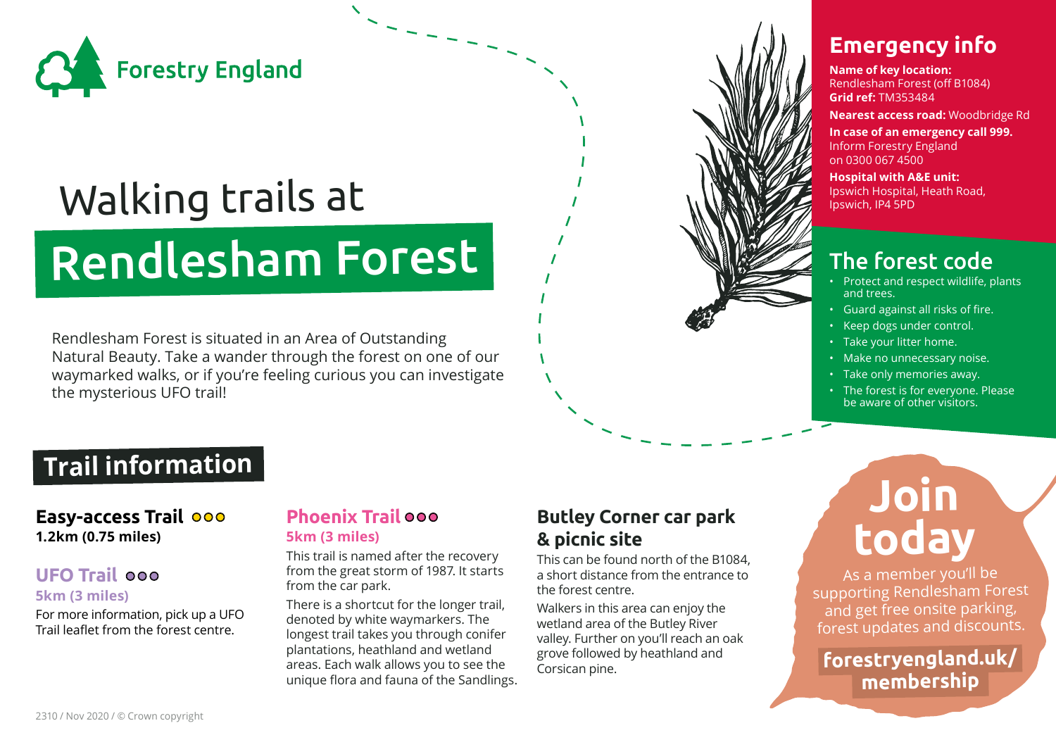Forestry England

# Walking trails at

# Rendlesham Forest

Rendlesham Forest is situated in an Area of Outstanding Natural Beauty. Take a wander through the forest on one of our waymarked walks, or if you're feeling curious you can investigate the mysterious UFO trail!

## Trail information

### Easy-access Trail

**1.2km (0.75 miles)**

### UFO Trail

**5km (3 miles)**

For more information, pick up a UFO Trail leaflet from the forest centre.

### Phoenix Trail

**5km (3 miles)**

This trail is named after the recovery from the great storm of 1987. It starts from the car park.

There is a shortcut for the longer trail, denoted by white waymarkers. The longest trail takes you through conifer plantations, heathland and wetland areas. Each walk allows you to see the unique flora and fauna of the Sandlings.

### Butley Corner car park & picnic site

This can be found north of the B1084, a short distance from the entrance to the forest centre.

Walkers in this area can enjoy the wetland area of the Butley River valley. Further on you'll reach an oak grove followed by heathland and Corsican pine.

## Emergency info

**Name of key location:** Rendlesham Forest (off B1084)
**Grid ref:** TM353484

**Nearest access road:** Woodbridge Rd

**In case of an emergency call 999.** Inform Forestry England on 0300 067 4500

**Hospital with A&E unit:** Ipswich Hospital, Heath Road, Ipswich, IP4 5PD

## The forest code

- Protect and respect wildlife, plants and trees.
- Guard against all risks of fire.
- Keep dogs under control.
- Take your litter home.
- Make no unnecessary noise.
- Take only memories away.
- The forest is for everyone. Please be aware of other visitors.

## Join today

As a member you'll be supporting Rendlesham Forest and get free onsite parking, forest updates and discounts.

**forestryengland.uk/membership**

2310 / Nov 2020 / © Crown copyright